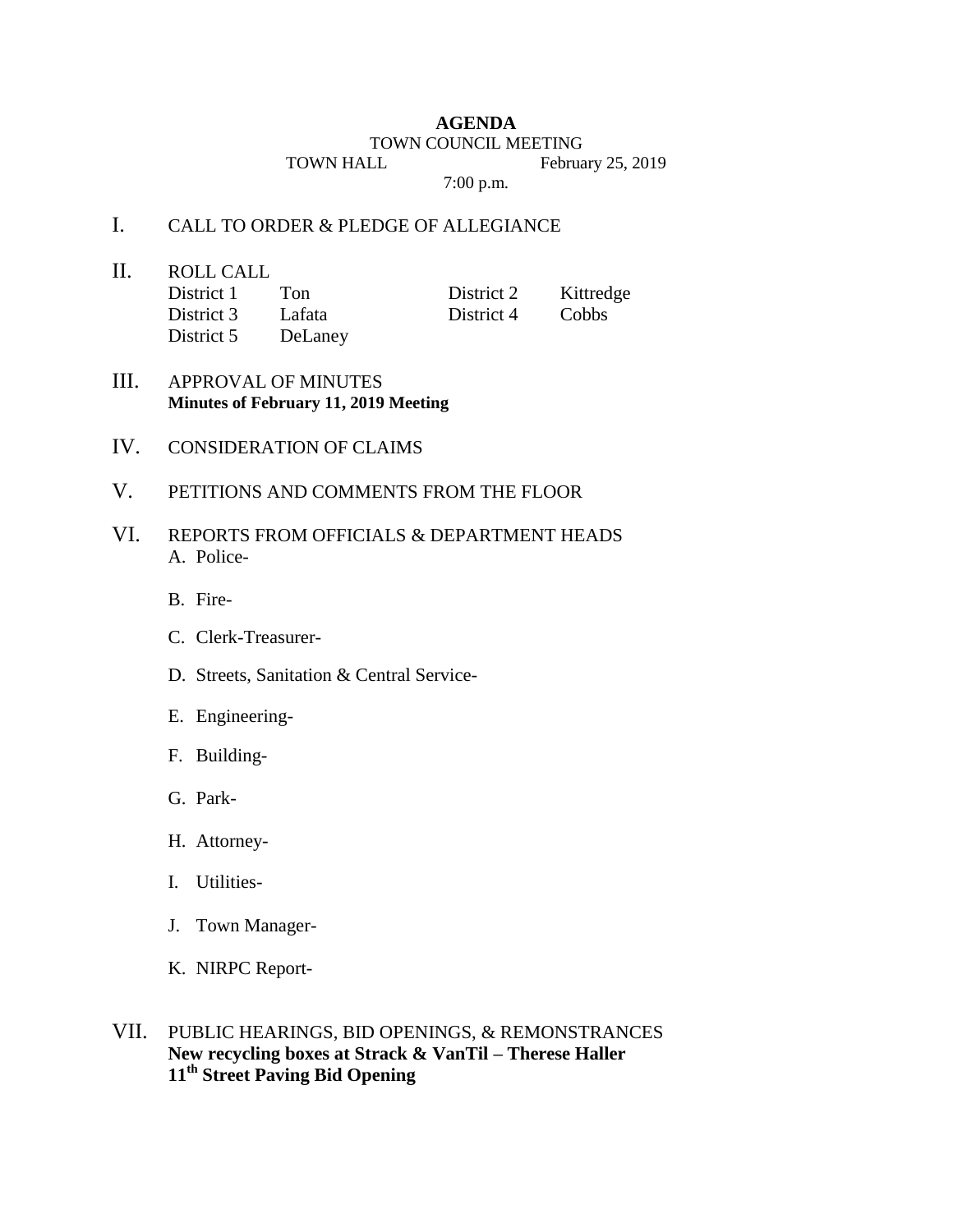# AGENDA

TOWN COUNCIL MEETING

TOWN HALL February 25, 2019

7:00 p.m.

I. CALL TO ORDER & PLEDGE OF ALLEGIANCE

II. ROLL CALL

| | | | |
|---|---|---|---|
| District 1 | Ton | District 2 | Kittredge |
| District 3 | Lafata | District 4 | Cobbs |
| District 5 | DeLaney | | |

III. APPROVAL OF MINUTES
**Minutes of February 11, 2019 Meeting**

IV. CONSIDERATION OF CLAIMS

V. PETITIONS AND COMMENTS FROM THE FLOOR

VI. REPORTS FROM OFFICIALS & DEPARTMENT HEADS

A. Police-

B. Fire-

C. Clerk-Treasurer-

D. Streets, Sanitation & Central Service-

E. Engineering-

F. Building-

G. Park-

H. Attorney-

I. Utilities-

J. Town Manager-

K. NIRPC Report-

VII. PUBLIC HEARINGS, BID OPENINGS, & REMONSTRANCES
**New recycling boxes at Strack & VanTil – Therese Haller**
**11th Street Paving Bid Opening**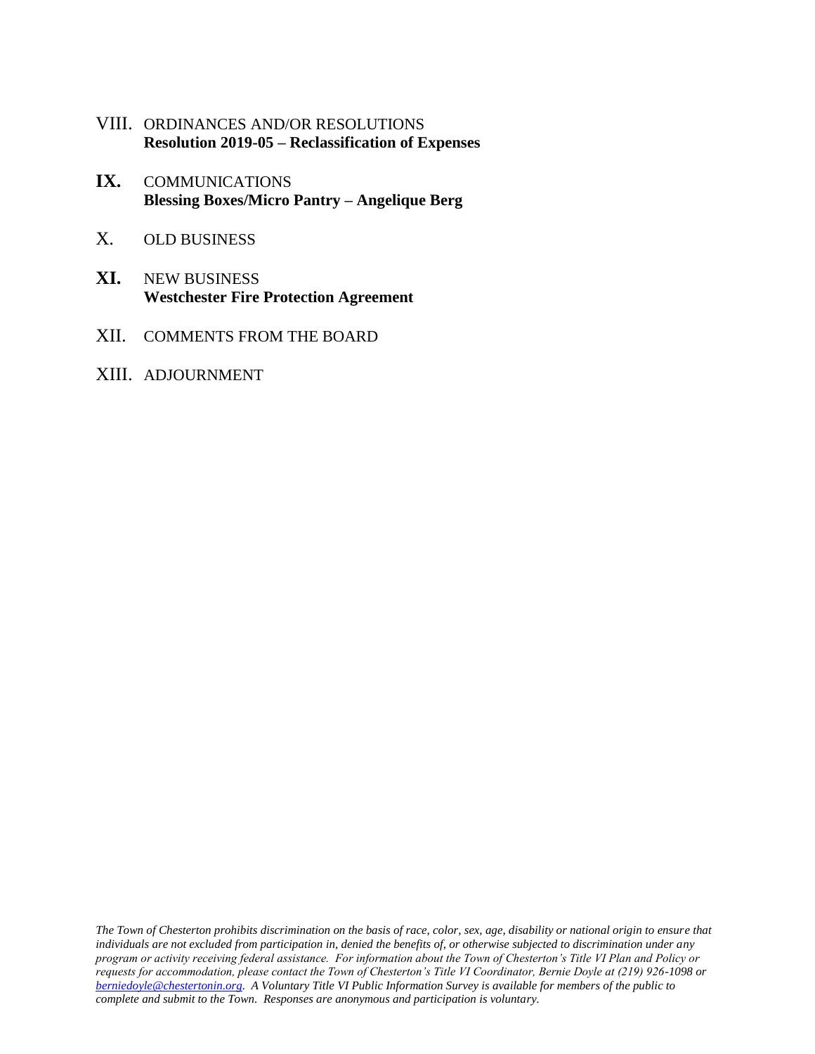VIII. ORDINANCES AND/OR RESOLUTIONS
**Resolution 2019-05 – Reclassification of Expenses**

**IX.** COMMUNICATIONS
**Blessing Boxes/Micro Pantry – Angelique Berg**

X. OLD BUSINESS

**XI.** NEW BUSINESS
**Westchester Fire Protection Agreement**

XII. COMMENTS FROM THE BOARD

XIII. ADJOURNMENT

*The Town of Chesterton prohibits discrimination on the basis of race, color, sex, age, disability or national origin to ensure that individuals are not excluded from participation in, denied the benefits of, or otherwise subjected to discrimination under any program or activity receiving federal assistance. For information about the Town of Chesterton's Title VI Plan and Policy or requests for accommodation, please contact the Town of Chesterton's Title VI Coordinator, Bernie Doyle at (219) 926-1098 or berniedoyle@chestertonin.org. A Voluntary Title VI Public Information Survey is available for members of the public to complete and submit to the Town. Responses are anonymous and participation is voluntary.*